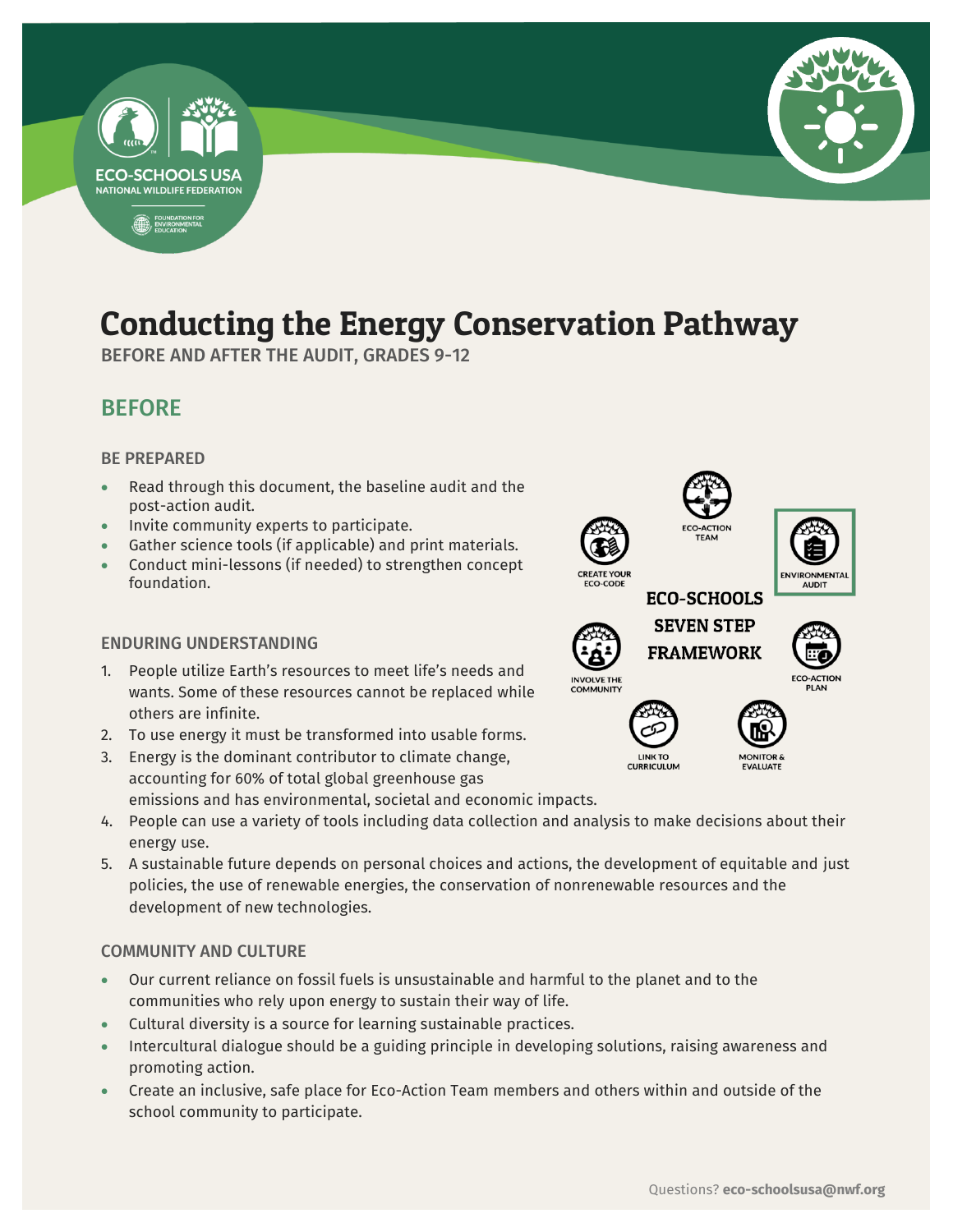# Conducting the Energy Conservation Pathway

BEFORE AND AFTER THE AUDIT, GRADES 9-12

## BEFORE

### BE PREPARED

- Read through this document, the baseline audit and the post-action audit.
- Invite community experts to participate.
- Gather science tools (if applicable) and print materials.
- Conduct mini-lessons (if needed) to strengthen concept foundation.

ECO-SCHOOLS SEVEN STEP FRAMEWORK: ECO-ACTION TEAM, ENVIRONMENTAL AUDIT, ECO-ACTION PLAN, MONITOR & EVALUATE, LINK TO CURRICULUM, INVOLVE THE COMMUNITY, CREATE YOUR ECO-CODE

### ENDURING UNDERSTANDING

1. People utilize Earth's resources to meet life's needs and wants. Some of these resources cannot be replaced while others are infinite.
2. To use energy it must be transformed into usable forms.
3. Energy is the dominant contributor to climate change, accounting for 60% of total global greenhouse gas emissions and has environmental, societal and economic impacts.
4. People can use a variety of tools including data collection and analysis to make decisions about their energy use.
5. A sustainable future depends on personal choices and actions, the development of equitable and just policies, the use of renewable energies, the conservation of nonrenewable resources and the development of new technologies.

### COMMUNITY AND CULTURE

- Our current reliance on fossil fuels is unsustainable and harmful to the planet and to the communities who rely upon energy to sustain their way of life.
- Cultural diversity is a source for learning sustainable practices.
- Intercultural dialogue should be a guiding principle in developing solutions, raising awareness and promoting action.
- Create an inclusive, safe place for Eco-Action Team members and others within and outside of the school community to participate.

Questions? **eco-schoolsusa@nwf.org**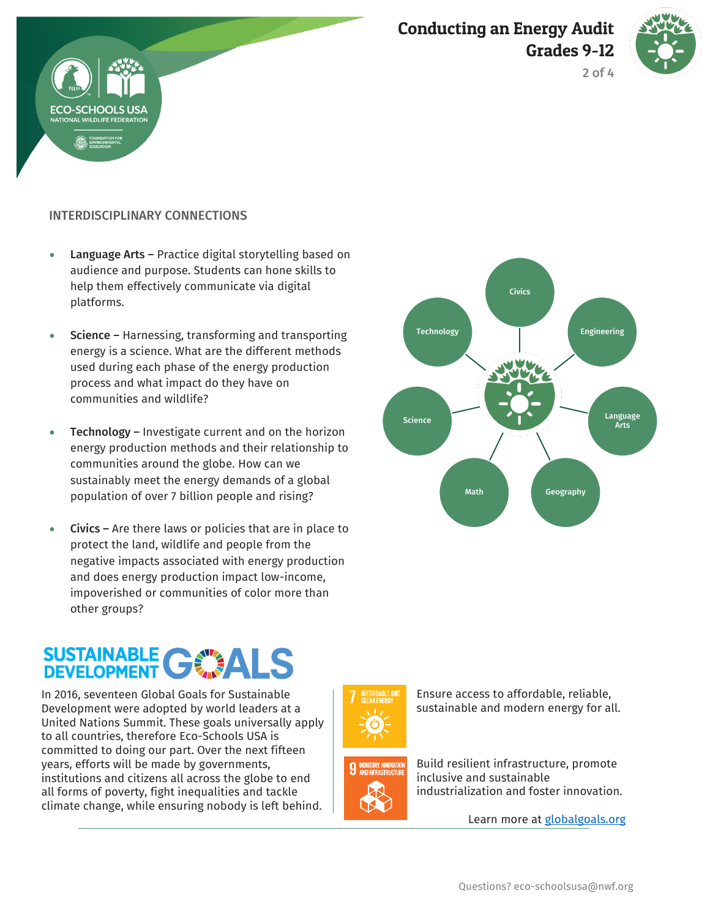## INTERDISCIPLINARY CONNECTIONS

- **Language Arts –** Practice digital storytelling based on audience and purpose. Students can hone skills to help them effectively communicate via digital platforms.
- **Science –** Harnessing, transforming and transporting energy is a science. What are the different methods used during each phase of the energy production process and what impact do they have on communities and wildlife?
- **Technology –** Investigate current and on the horizon energy production methods and their relationship to communities around the globe. How can we sustainably meet the energy demands of a global population of over 7 billion people and rising?
- **Civics –** Are there laws or policies that are in place to protect the land, wildlife and people from the negative impacts associated with energy production and does energy production impact low-income, impoverished or communities of color more than other groups?

Civics · Engineering · Language Arts · Geography · Math · Science · Technology

## SUSTAINABLE DEVELOPMENT GOALS

In 2016, seventeen Global Goals for Sustainable Development were adopted by world leaders at a United Nations Summit. These goals universally apply to all countries, therefore Eco-Schools USA is committed to doing our part. Over the next fifteen years, efforts will be made by governments, institutions and citizens all across the globe to end all forms of poverty, fight inequalities and tackle climate change, while ensuring nobody is left behind.

**7 AFFORDABLE AND CLEAN ENERGY** – Ensure access to affordable, reliable, sustainable and modern energy for all.

**9 INDUSTRY, INNOVATION AND INFRASTRUCTURE** – Build resilient infrastructure, promote inclusive and sustainable industrialization and foster innovation.

Learn more at [globalgoals.org](https://globalgoals.org)

Questions? eco-schoolsusa@nwf.org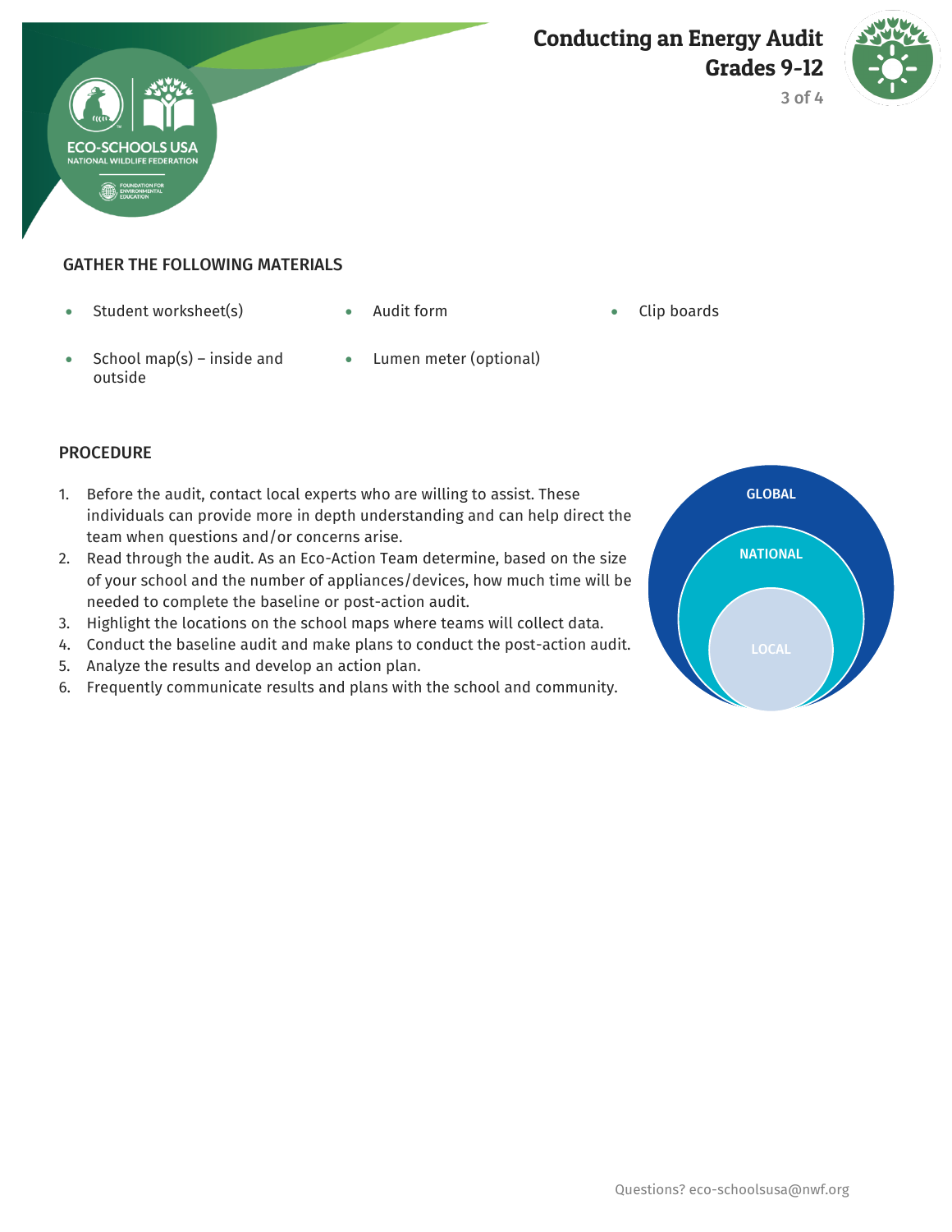## GATHER THE FOLLOWING MATERIALS

- Student worksheet(s)
- Audit form
- Clip boards
- School map(s) – inside and outside
- Lumen meter (optional)

## PROCEDURE

1. Before the audit, contact local experts who are willing to assist. These individuals can provide more in depth understanding and can help direct the team when questions and/or concerns arise.
2. Read through the audit. As an Eco-Action Team determine, based on the size of your school and the number of appliances/devices, how much time will be needed to complete the baseline or post-action audit.
3. Highlight the locations on the school maps where teams will collect data.
4. Conduct the baseline audit and make plans to conduct the post-action audit.
5. Analyze the results and develop an action plan.
6. Frequently communicate results and plans with the school and community.

GLOBAL

NATIONAL

LOCAL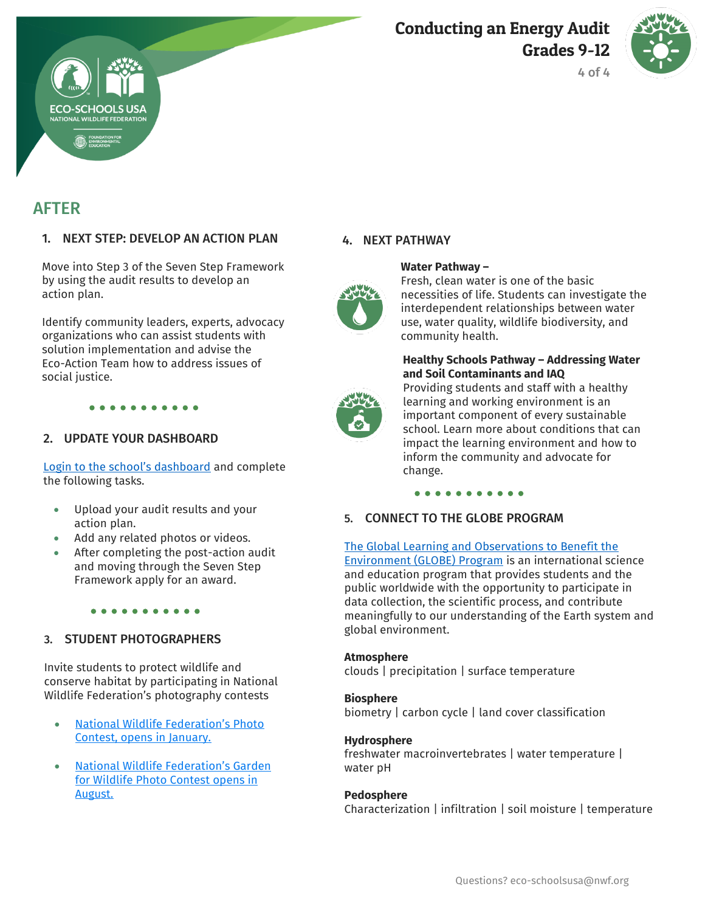# AFTER

### 1. NEXT STEP: DEVELOP AN ACTION PLAN

Move into Step 3 of the Seven Step Framework by using the audit results to develop an action plan.

Identify community leaders, experts, advocacy organizations who can assist students with solution implementation and advise the Eco-Action Team how to address issues of social justice.

### 2. UPDATE YOUR DASHBOARD

Login to the school's dashboard and complete the following tasks.

- Upload your audit results and your action plan.
- Add any related photos or videos.
- After completing the post-action audit and moving through the Seven Step Framework apply for an award.

### 3. STUDENT PHOTOGRAPHERS

Invite students to protect wildlife and conserve habitat by participating in National Wildlife Federation's photography contests

- National Wildlife Federation's Photo Contest, opens in January.
- National Wildlife Federation's Garden for Wildlife Photo Contest opens in August.

### 4. NEXT PATHWAY

**Water Pathway –**
Fresh, clean water is one of the basic necessities of life. Students can investigate the interdependent relationships between water use, water quality, wildlife biodiversity, and community health.

**Healthy Schools Pathway – Addressing Water and Soil Contaminants and IAQ**
Providing students and staff with a healthy learning and working environment is an important component of every sustainable school. Learn more about conditions that can impact the learning environment and how to inform the community and advocate for change.

### 5. CONNECT TO THE GLOBE PROGRAM

The Global Learning and Observations to Benefit the Environment (GLOBE) Program is an international science and education program that provides students and the public worldwide with the opportunity to participate in data collection, the scientific process, and contribute meaningfully to our understanding of the Earth system and global environment.

**Atmosphere**
clouds | precipitation | surface temperature

**Biosphere**
biometry | carbon cycle | land cover classification

**Hydrosphere**
freshwater macroinvertebrates | water temperature | water pH

**Pedosphere**
Characterization | infiltration | soil moisture | temperature

Questions? eco-schoolsusa@nwf.org